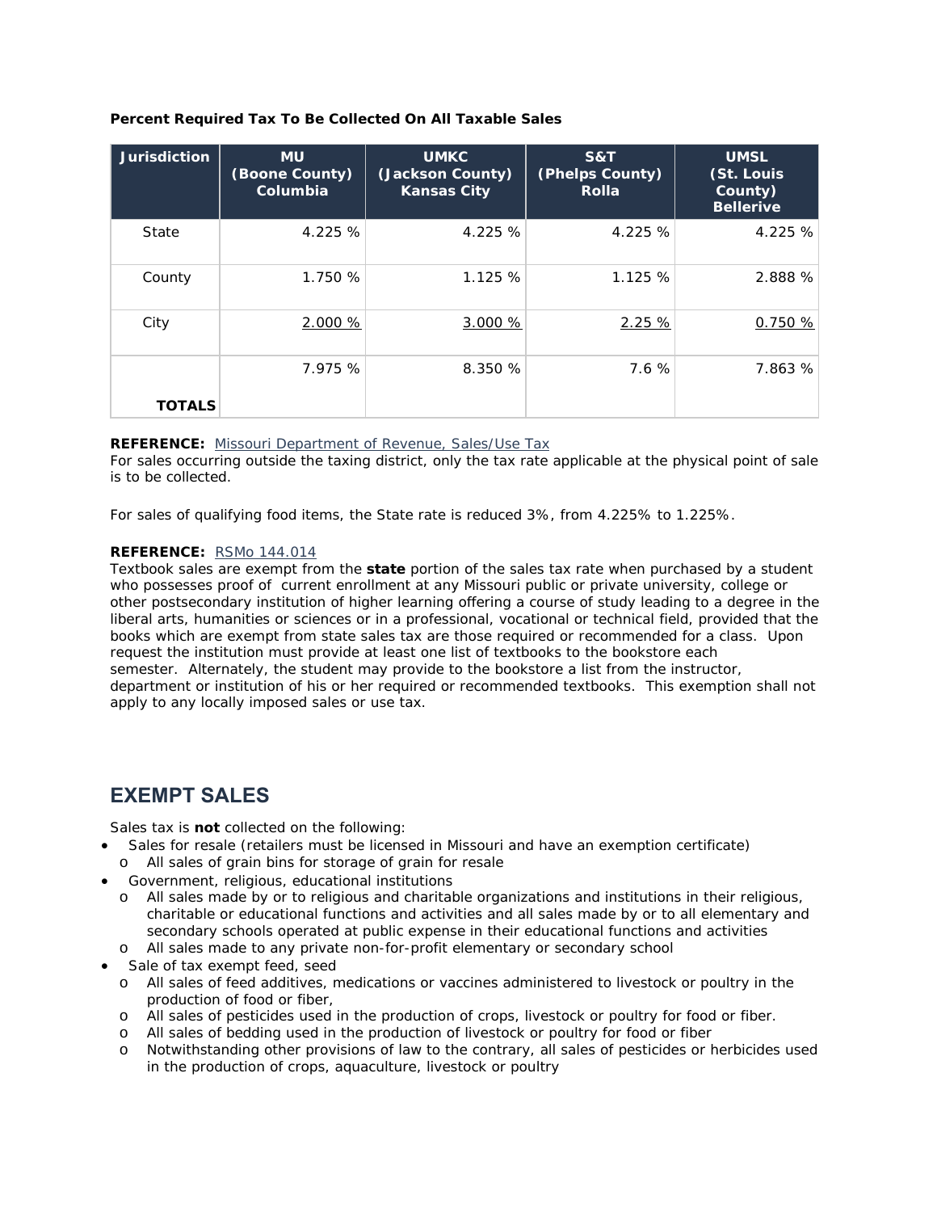**Percent Required Tax To Be Collected On All Taxable Sales**

| Jurisdiction | MU (Boone County) Columbia | UMKC (Jackson County) Kansas City | S&T (Phelps County) Rolla | UMSL (St. Louis County) Bellerive |
|---|---|---|---|---|
| State | 4.225 % | 4.225 % | 4.225 % | 4.225 % |
| County | 1.750 % | 1.125 % | 1.125 % | 2.888 % |
| City | 2.000 % | 3.000 % | 2.25 % | 0.750 % |
| **TOTALS** | 7.975 % | 8.350 % | 7.6 % | 7.863 % |

**REFERENCE:** Missouri Department of Revenue, Sales/Use Tax
For sales occurring outside the taxing district, only the tax rate applicable at the physical point of sale is to be collected.

For sales of qualifying food items, the State rate is reduced 3%, from 4.225% to 1.225%.

**REFERENCE:** RSMo 144.014
Textbook sales are exempt from the **state** portion of the sales tax rate when purchased by a student who possesses proof of current enrollment at any Missouri public or private university, college or other postsecondary institution of higher learning offering a course of study leading to a degree in the liberal arts, humanities or sciences or in a professional, vocational or technical field, provided that the books which are exempt from state sales tax are those required or recommended for a class. Upon request the institution must provide at least one list of textbooks to the bookstore each semester. Alternately, the student may provide to the bookstore a list from the instructor, department or institution of his or her required or recommended textbooks. This exemption shall not apply to any locally imposed sales or use tax.

## EXEMPT SALES

Sales tax is **not** collected on the following:

- Sales for resale (retailers must be licensed in Missouri and have an exemption certificate)
  - All sales of grain bins for storage of grain for resale
- Government, religious, educational institutions
  - All sales made by or to religious and charitable organizations and institutions in their religious, charitable or educational functions and activities and all sales made by or to all elementary and secondary schools operated at public expense in their educational functions and activities
  - All sales made to any private non-for-profit elementary or secondary school
- Sale of tax exempt feed, seed
  - All sales of feed additives, medications or vaccines administered to livestock or poultry in the production of food or fiber,
  - All sales of pesticides used in the production of crops, livestock or poultry for food or fiber.
  - All sales of bedding used in the production of livestock or poultry for food or fiber
  - Notwithstanding other provisions of law to the contrary, all sales of pesticides or herbicides used in the production of crops, aquaculture, livestock or poultry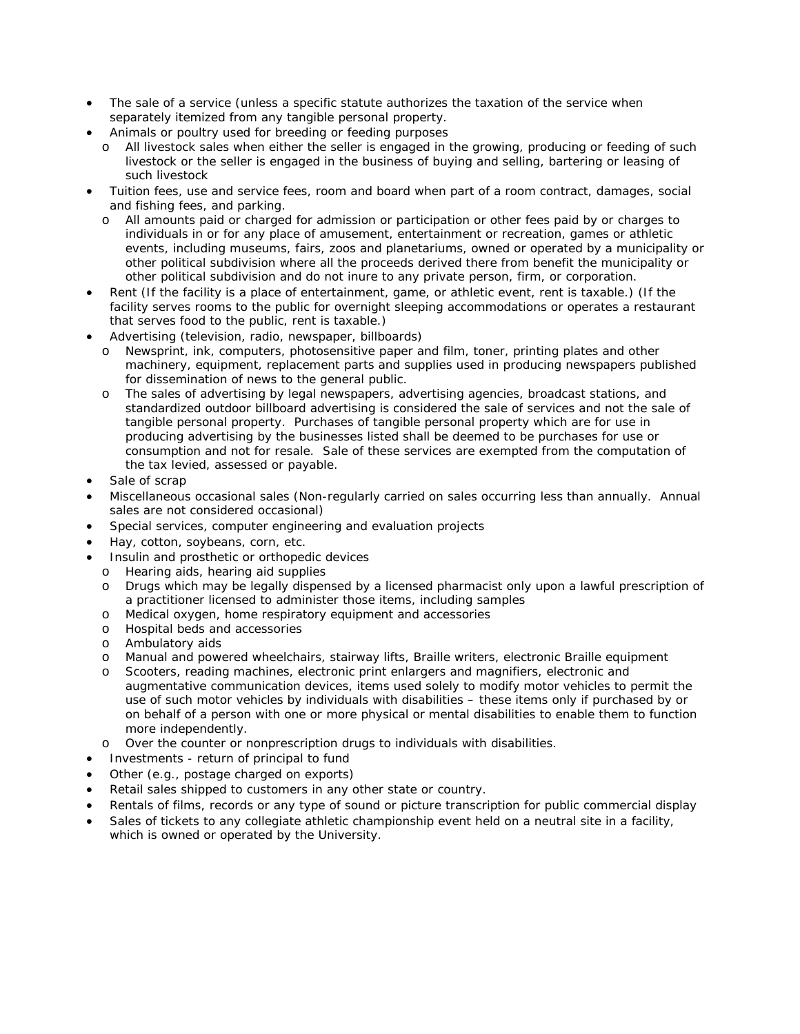- The sale of a service (unless a specific statute authorizes the taxation of the service when separately itemized from any tangible personal property.
- Animals or poultry used for breeding or feeding purposes
  - All livestock sales when either the seller is engaged in the growing, producing or feeding of such livestock or the seller is engaged in the business of buying and selling, bartering or leasing of such livestock
- Tuition fees, use and service fees, room and board when part of a room contract, damages, social and fishing fees, and parking.
  - All amounts paid or charged for admission or participation or other fees paid by or charges to individuals in or for any place of amusement, entertainment or recreation, games or athletic events, including museums, fairs, zoos and planetariums, owned or operated by a municipality or other political subdivision where all the proceeds derived there from benefit the municipality or other political subdivision and do not inure to any private person, firm, or corporation.
- Rent (If the facility is a place of entertainment, game, or athletic event, rent is taxable.) (If the facility serves rooms to the public for overnight sleeping accommodations or operates a restaurant that serves food to the public, rent is taxable.)
- Advertising (television, radio, newspaper, billboards)
  - Newsprint, ink, computers, photosensitive paper and film, toner, printing plates and other machinery, equipment, replacement parts and supplies used in producing newspapers published for dissemination of news to the general public.
  - The sales of advertising by legal newspapers, advertising agencies, broadcast stations, and standardized outdoor billboard advertising is considered the sale of services and not the sale of tangible personal property. Purchases of tangible personal property which are for use in producing advertising by the businesses listed shall be deemed to be purchases for use or consumption and not for resale. Sale of these services are exempted from the computation of the tax levied, assessed or payable.
- Sale of scrap
- Miscellaneous occasional sales (Non-regularly carried on sales occurring less than annually. Annual sales are not considered occasional)
- Special services, computer engineering and evaluation projects
- Hay, cotton, soybeans, corn, etc.
- Insulin and prosthetic or orthopedic devices
  - Hearing aids, hearing aid supplies
  - Drugs which may be legally dispensed by a licensed pharmacist only upon a lawful prescription of a practitioner licensed to administer those items, including samples
  - Medical oxygen, home respiratory equipment and accessories
  - Hospital beds and accessories
  - Ambulatory aids
  - Manual and powered wheelchairs, stairway lifts, Braille writers, electronic Braille equipment
  - Scooters, reading machines, electronic print enlargers and magnifiers, electronic and augmentative communication devices, items used solely to modify motor vehicles to permit the use of such motor vehicles by individuals with disabilities – these items only if purchased by or on behalf of a person with one or more physical or mental disabilities to enable them to function more independently.
  - Over the counter or nonprescription drugs to individuals with disabilities.
- Investments - return of principal to fund
- Other (e.g., postage charged on exports)
- Retail sales shipped to customers in any other state or country.
- Rentals of films, records or any type of sound or picture transcription for public commercial display
- Sales of tickets to any collegiate athletic championship event held on a neutral site in a facility, which is owned or operated by the University.